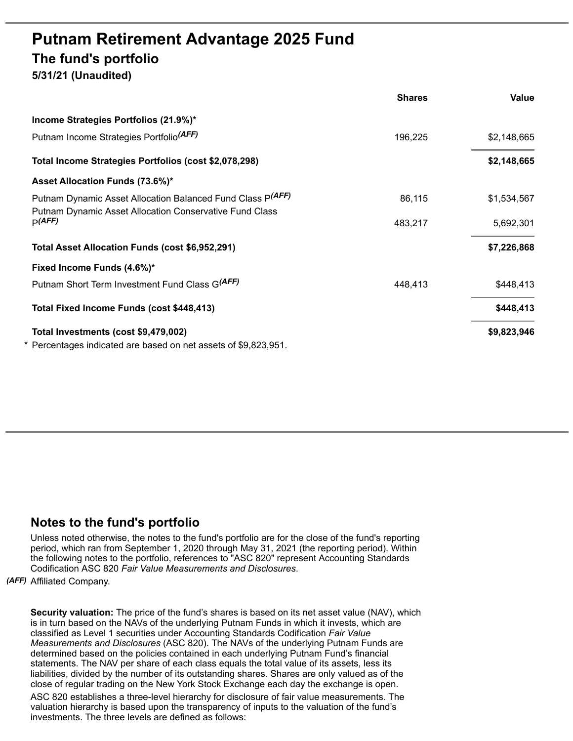# Putnam Retirement Advantage 2025 Fund

## The fund's portfolio

**5/31/21 (Unaudited)**

| | Shares | Value |
|---|---|---|
| **Income Strategies Portfolios (21.9%)*** | | |
| Putnam Income Strategies Portfolio(AFF) | 196,225 | $2,148,665 |
| **Total Income Strategies Portfolios (cost $2,078,298)** | | **$2,148,665** |
| **Asset Allocation Funds (73.6%)*** | | |
| Putnam Dynamic Asset Allocation Balanced Fund Class P(AFF) | 86,115 | $1,534,567 |
| Putnam Dynamic Asset Allocation Conservative Fund Class P(AFF) | 483,217 | 5,692,301 |
| **Total Asset Allocation Funds (cost $6,952,291)** | | **$7,226,868** |
| **Fixed Income Funds (4.6%)*** | | |
| Putnam Short Term Investment Fund Class G(AFF) | 448,413 | $448,413 |
| **Total Fixed Income Funds (cost $448,413)** | | **$448,413** |
| **Total Investments (cost $9,479,002)** | | **$9,823,946** |

\* Percentages indicated are based on net assets of $9,823,951.

## Notes to the fund's portfolio

Unless noted otherwise, the notes to the fund's portfolio are for the close of the fund's reporting period, which ran from September 1, 2020 through May 31, 2021 (the reporting period). Within the following notes to the portfolio, references to "ASC 820" represent Accounting Standards Codification ASC 820 *Fair Value Measurements and Disclosures*.

*(AFF)* Affiliated Company.

**Security valuation:** The price of the fund's shares is based on its net asset value (NAV), which is in turn based on the NAVs of the underlying Putnam Funds in which it invests, which are classified as Level 1 securities under Accounting Standards Codification *Fair Value Measurements and Disclosures* (ASC 820). The NAVs of the underlying Putnam Funds are determined based on the policies contained in each underlying Putnam Fund's financial statements. The NAV per share of each class equals the total value of its assets, less its liabilities, divided by the number of its outstanding shares. Shares are only valued as of the close of regular trading on the New York Stock Exchange each day the exchange is open.

ASC 820 establishes a three-level hierarchy for disclosure of fair value measurements. The valuation hierarchy is based upon the transparency of inputs to the valuation of the fund's investments. The three levels are defined as follows: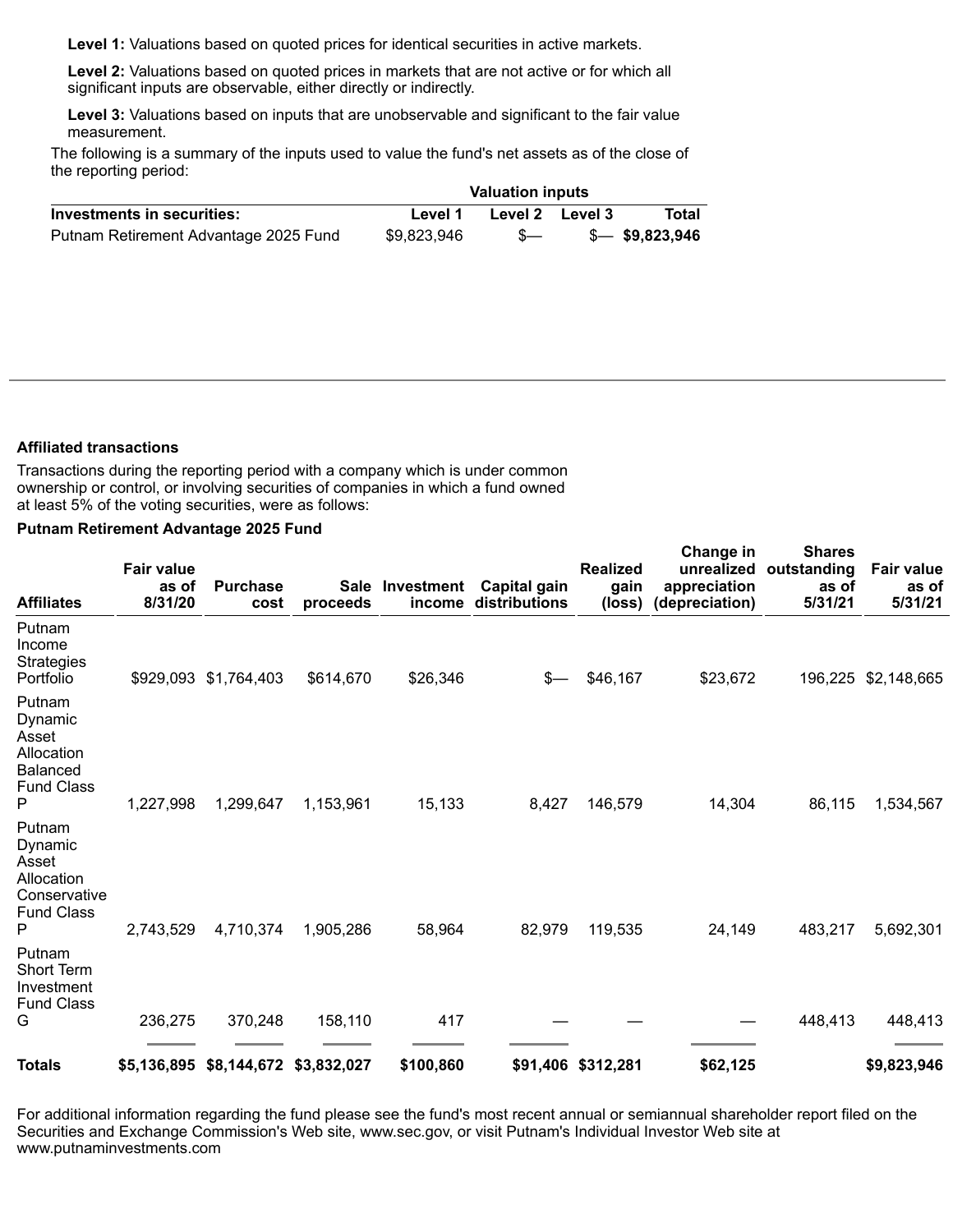**Level 1:** Valuations based on quoted prices for identical securities in active markets.

**Level 2:** Valuations based on quoted prices in markets that are not active or for which all significant inputs are observable, either directly or indirectly.

**Level 3:** Valuations based on inputs that are unobservable and significant to the fair value measurement.

The following is a summary of the inputs used to value the fund's net assets as of the close of the reporting period:

| | Valuation inputs | | | |
|---|---|---|---|---|
| **Investments in securities:** | **Level 1** | **Level 2** | **Level 3** | **Total** |
| Putnam Retirement Advantage 2025 Fund | $9,823,946 | $— | $— | **$9,823,946** |

**Affiliated transactions**

Transactions during the reporting period with a company which is under common ownership or control, or involving securities of companies in which a fund owned at least 5% of the voting securities, were as follows:

**Putnam Retirement Advantage 2025 Fund**

| Affiliates | Fair value as of 8/31/20 | Purchase cost | Sale proceeds | Investment income | Capital gain distributions | Realized gain (loss) | Change in unrealized appreciation (depreciation) | Shares outstanding as of 5/31/21 | Fair value as of 5/31/21 |
|---|---|---|---|---|---|---|---|---|---|
| Putnam Income Strategies Portfolio | $929,093 | $1,764,403 | $614,670 | $26,346 | $— | $46,167 | $23,672 | 196,225 | $2,148,665 |
| Putnam Dynamic Asset Allocation Balanced Fund Class P | 1,227,998 | 1,299,647 | 1,153,961 | 15,133 | 8,427 | 146,579 | 14,304 | 86,115 | 1,534,567 |
| Putnam Dynamic Asset Allocation Conservative Fund Class P | 2,743,529 | 4,710,374 | 1,905,286 | 58,964 | 82,979 | 119,535 | 24,149 | 483,217 | 5,692,301 |
| Putnam Short Term Investment Fund Class G | 236,275 | 370,248 | 158,110 | 417 | — | — | — | 448,413 | 448,413 |
| **Totals** | **$5,136,895** | **$8,144,672** | **$3,832,027** | **$100,860** | **$91,406** | **$312,281** | **$62,125** | | **$9,823,946** |

For additional information regarding the fund please see the fund's most recent annual or semiannual shareholder report filed on the Securities and Exchange Commission's Web site, www.sec.gov, or visit Putnam's Individual Investor Web site at www.putnaminvestments.com